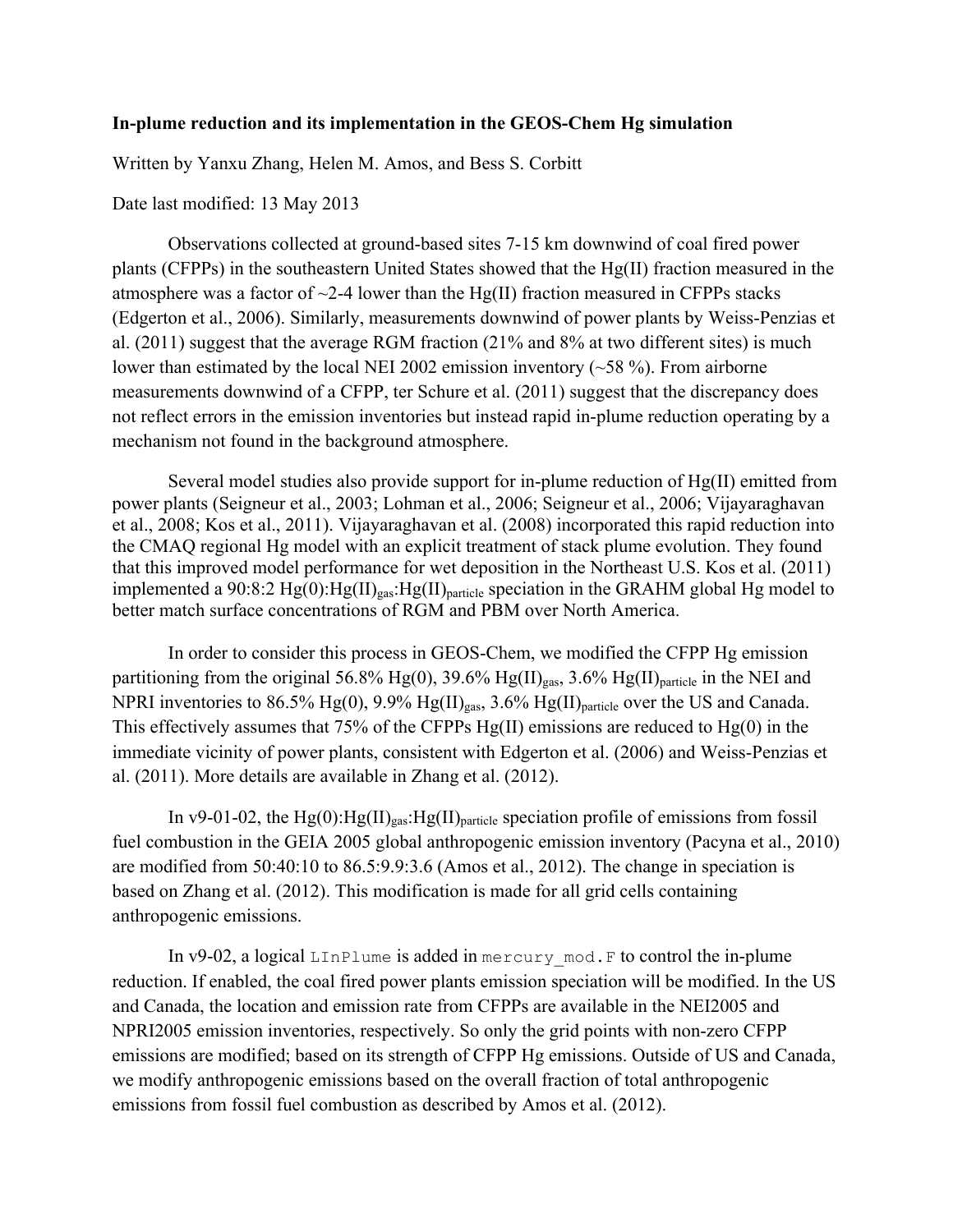**In-plume reduction and its implementation in the GEOS-Chem Hg simulation**

Written by Yanxu Zhang, Helen M. Amos, and Bess S. Corbitt

Date last modified: 13 May 2013

Observations collected at ground-based sites 7-15 km downwind of coal fired power plants (CFPPs) in the southeastern United States showed that the Hg(II) fraction measured in the atmosphere was a factor of ~2-4 lower than the Hg(II) fraction measured in CFPPs stacks (Edgerton et al., 2006). Similarly, measurements downwind of power plants by Weiss-Penzias et al. (2011) suggest that the average RGM fraction (21% and 8% at two different sites) is much lower than estimated by the local NEI 2002 emission inventory (~58 %). From airborne measurements downwind of a CFPP, ter Schure et al. (2011) suggest that the discrepancy does not reflect errors in the emission inventories but instead rapid in-plume reduction operating by a mechanism not found in the background atmosphere.

Several model studies also provide support for in-plume reduction of Hg(II) emitted from power plants (Seigneur et al., 2003; Lohman et al., 2006; Seigneur et al., 2006; Vijayaraghavan et al., 2008; Kos et al., 2011). Vijayaraghavan et al. (2008) incorporated this rapid reduction into the CMAQ regional Hg model with an explicit treatment of stack plume evolution. They found that this improved model performance for wet deposition in the Northeast U.S. Kos et al. (2011) implemented a 90:8:2 Hg(0):$Hg(II)_{gas}$:$Hg(II)_{particle}$ speciation in the GRAHM global Hg model to better match surface concentrations of RGM and PBM over North America.

In order to consider this process in GEOS-Chem, we modified the CFPP Hg emission partitioning from the original 56.8% Hg(0), 39.6% $Hg(II)_{gas}$, 3.6% $Hg(II)_{particle}$ in the NEI and NPRI inventories to 86.5% Hg(0), 9.9% $Hg(II)_{gas}$, 3.6% $Hg(II)_{particle}$ over the US and Canada. This effectively assumes that 75% of the CFPPs Hg(II) emissions are reduced to Hg(0) in the immediate vicinity of power plants, consistent with Edgerton et al. (2006) and Weiss-Penzias et al. (2011). More details are available in Zhang et al. (2012).

In v9-01-02, the Hg(0):$Hg(II)_{gas}$:$Hg(II)_{particle}$ speciation profile of emissions from fossil fuel combustion in the GEIA 2005 global anthropogenic emission inventory (Pacyna et al., 2010) are modified from 50:40:10 to 86.5:9.9:3.6 (Amos et al., 2012). The change in speciation is based on Zhang et al. (2012). This modification is made for all grid cells containing anthropogenic emissions.

In v9-02, a logical `LInPlume` is added in `mercury_mod.F` to control the in-plume reduction. If enabled, the coal fired power plants emission speciation will be modified. In the US and Canada, the location and emission rate from CFPPs are available in the NEI2005 and NPRI2005 emission inventories, respectively. So only the grid points with non-zero CFPP emissions are modified; based on its strength of CFPP Hg emissions. Outside of US and Canada, we modify anthropogenic emissions based on the overall fraction of total anthropogenic emissions from fossil fuel combustion as described by Amos et al. (2012).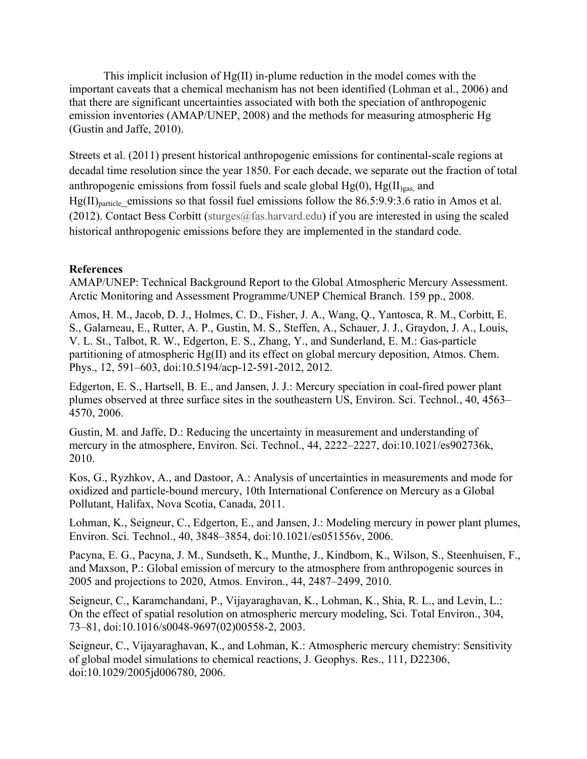This implicit inclusion of Hg(II) in-plume reduction in the model comes with the important caveats that a chemical mechanism has not been identified (Lohman et al., 2006) and that there are significant uncertainties associated with both the speciation of anthropogenic emission inventories (AMAP/UNEP, 2008) and the methods for measuring atmospheric Hg (Gustin and Jaffe, 2010).

Streets et al. (2011) present historical anthropogenic emissions for continental-scale regions at decadal time resolution since the year 1850. For each decade, we separate out the fraction of total anthropogenic emissions from fossil fuels and scale global Hg(0), $Hg(II)_{gas}$, and $Hg(II)_{particle}$ emissions so that fossil fuel emissions follow the 86.5:9.9:3.6 ratio in Amos et al. (2012). Contact Bess Corbitt (sturges@fas.harvard.edu) if you are interested in using the scaled historical anthropogenic emissions before they are implemented in the standard code.

**References**

AMAP/UNEP: Technical Background Report to the Global Atmospheric Mercury Assessment. Arctic Monitoring and Assessment Programme/UNEP Chemical Branch. 159 pp., 2008.

Amos, H. M., Jacob, D. J., Holmes, C. D., Fisher, J. A., Wang, Q., Yantosca, R. M., Corbitt, E. S., Galarneau, E., Rutter, A. P., Gustin, M. S., Steffen, A., Schauer, J. J., Graydon, J. A., Louis, V. L. St., Talbot, R. W., Edgerton, E. S., Zhang, Y., and Sunderland, E. M.: Gas-particle partitioning of atmospheric Hg(II) and its effect on global mercury deposition, Atmos. Chem. Phys., 12, 591–603, doi:10.5194/acp-12-591-2012, 2012.

Edgerton, E. S., Hartsell, B. E., and Jansen, J. J.: Mercury speciation in coal-fired power plant plumes observed at three surface sites in the southeastern US, Environ. Sci. Technol., 40, 4563–4570, 2006.

Gustin, M. and Jaffe, D.: Reducing the uncertainty in measurement and understanding of mercury in the atmosphere, Environ. Sci. Technol., 44, 2222–2227, doi:10.1021/es902736k, 2010.

Kos, G., Ryzhkov, A., and Dastoor, A.: Analysis of uncertainties in measurements and mode for oxidized and particle-bound mercury, 10th International Conference on Mercury as a Global Pollutant, Halifax, Nova Scotia, Canada, 2011.

Lohman, K., Seigneur, C., Edgerton, E., and Jansen, J.: Modeling mercury in power plant plumes, Environ. Sci. Technol., 40, 3848–3854, doi:10.1021/es051556v, 2006.

Pacyna, E. G., Pacyna, J. M., Sundseth, K., Munthe, J., Kindbom, K., Wilson, S., Steenhuisen, F., and Maxson, P.: Global emission of mercury to the atmosphere from anthropogenic sources in 2005 and projections to 2020, Atmos. Environ., 44, 2487–2499, 2010.

Seigneur, C., Karamchandani, P., Vijayaraghavan, K., Lohman, K., Shia, R. L., and Levin, L.: On the effect of spatial resolution on atmospheric mercury modeling, Sci. Total Environ., 304, 73–81, doi:10.1016/s0048-9697(02)00558-2, 2003.

Seigneur, C., Vijayaraghavan, K., and Lohman, K.: Atmospheric mercury chemistry: Sensitivity of global model simulations to chemical reactions, J. Geophys. Res., 111, D22306, doi:10.1029/2005jd006780, 2006.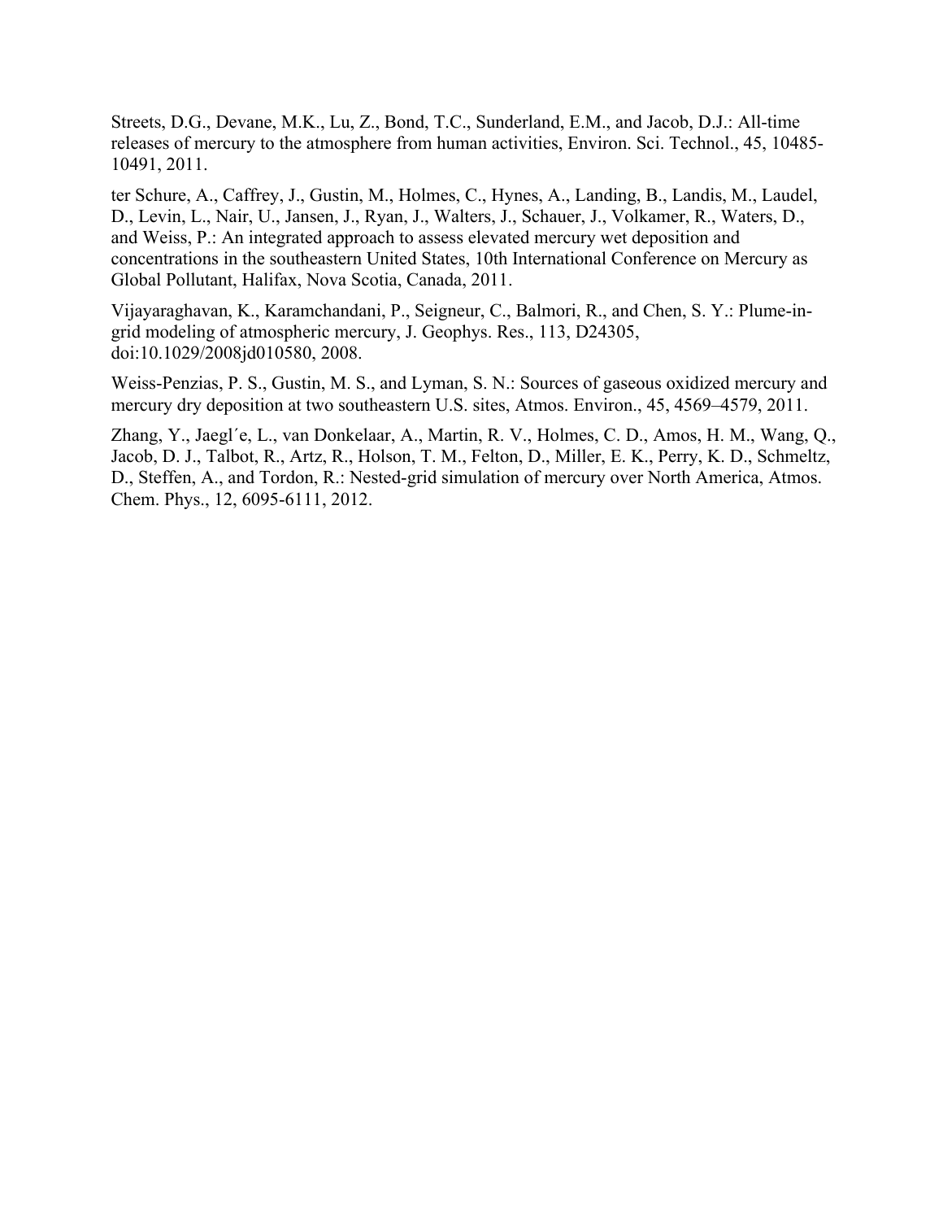Streets, D.G., Devane, M.K., Lu, Z., Bond, T.C., Sunderland, E.M., and Jacob, D.J.: All-time releases of mercury to the atmosphere from human activities, Environ. Sci. Technol., 45, 10485-10491, 2011.

ter Schure, A., Caffrey, J., Gustin, M., Holmes, C., Hynes, A., Landing, B., Landis, M., Laudel, D., Levin, L., Nair, U., Jansen, J., Ryan, J., Walters, J., Schauer, J., Volkamer, R., Waters, D., and Weiss, P.: An integrated approach to assess elevated mercury wet deposition and concentrations in the southeastern United States, 10th International Conference on Mercury as Global Pollutant, Halifax, Nova Scotia, Canada, 2011.

Vijayaraghavan, K., Karamchandani, P., Seigneur, C., Balmori, R., and Chen, S. Y.: Plume-in-grid modeling of atmospheric mercury, J. Geophys. Res., 113, D24305, doi:10.1029/2008jd010580, 2008.

Weiss-Penzias, P. S., Gustin, M. S., and Lyman, S. N.: Sources of gaseous oxidized mercury and mercury dry deposition at two southeastern U.S. sites, Atmos. Environ., 45, 4569–4579, 2011.

Zhang, Y., Jaegl´e, L., van Donkelaar, A., Martin, R. V., Holmes, C. D., Amos, H. M., Wang, Q., Jacob, D. J., Talbot, R., Artz, R., Holson, T. M., Felton, D., Miller, E. K., Perry, K. D., Schmeltz, D., Steffen, A., and Tordon, R.: Nested-grid simulation of mercury over North America, Atmos. Chem. Phys., 12, 6095-6111, 2012.